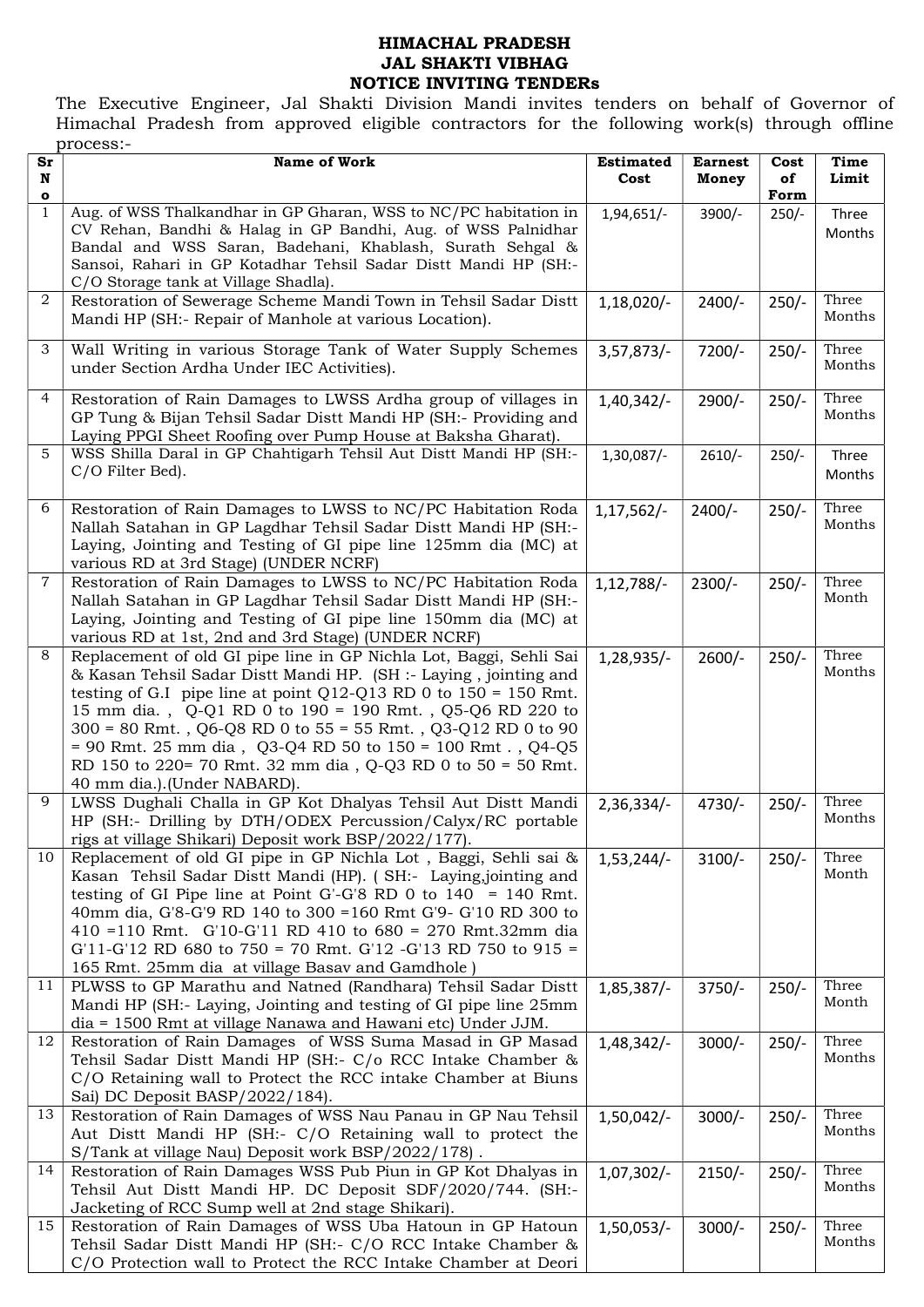**HIMACHAL PRADESH**
**JAL SHAKTI VIBHAG**
**NOTICE INVITING TENDERs**

The Executive Engineer, Jal Shakti Division Mandi invites tenders on behalf of Governor of Himachal Pradesh from approved eligible contractors for the following work(s) through offline process:-

| Sr No | Name of Work | Estimated Cost | Earnest Money | Cost of Form | Time Limit |
|---|---|---|---|---|---|
| 1 | Aug. of WSS Thalkandhar in GP Gharan, WSS to NC/PC habitation in CV Rehan, Bandhi & Halag in GP Bandhi, Aug. of WSS Palnidhar Bandal and WSS Saran, Badehani, Khablash, Surath Sehgal & Sansoi, Rahari in GP Kotadhar Tehsil Sadar Distt Mandi HP (SH:- C/O Storage tank at Village Shadla). | 1,94,651/- | 3900/- | 250/- | Three Months |
| 2 | Restoration of Sewerage Scheme Mandi Town in Tehsil Sadar Distt Mandi HP (SH:- Repair of Manhole at various Location). | 1,18,020/- | 2400/- | 250/- | Three Months |
| 3 | Wall Writing in various Storage Tank of Water Supply Schemes under Section Ardha Under IEC Activities). | 3,57,873/- | 7200/- | 250/- | Three Months |
| 4 | Restoration of Rain Damages to LWSS Ardha group of villages in GP Tung & Bijan Tehsil Sadar Distt Mandi HP (SH:- Providing and Laying PPGI Sheet Roofing over Pump House at Baksha Gharat). | 1,40,342/- | 2900/- | 250/- | Three Months |
| 5 | WSS Shilla Daral in GP Chahtigarh Tehsil Aut Distt Mandi HP (SH:- C/O Filter Bed). | 1,30,087/- | 2610/- | 250/- | Three Months |
| 6 | Restoration of Rain Damages to LWSS to NC/PC Habitation Roda Nallah Satahan in GP Lagdhar Tehsil Sadar Distt Mandi HP (SH:- Laying, Jointing and Testing of GI pipe line 125mm dia (MC) at various RD at 3rd Stage) (UNDER NCRF) | 1,17,562/- | 2400/- | 250/- | Three Months |
| 7 | Restoration of Rain Damages to LWSS to NC/PC Habitation Roda Nallah Satahan in GP Lagdhar Tehsil Sadar Distt Mandi HP (SH:- Laying, Jointing and Testing of GI pipe line 150mm dia (MC) at various RD at 1st, 2nd and 3rd Stage) (UNDER NCRF) | 1,12,788/- | 2300/- | 250/- | Three Month |
| 8 | Replacement of old GI pipe line in GP Nichla Lot, Baggi, Sehli Sai & Kasan Tehsil Sadar Distt Mandi HP. (SH :- Laying , jointing and testing of G.I pipe line at point Q12-Q13 RD 0 to 150 = 150 Rmt. 15 mm dia. , Q-Q1 RD 0 to 190 = 190 Rmt. , Q5-Q6 RD 220 to 300 = 80 Rmt. , Q6-Q8 RD 0 to 55 = 55 Rmt. , Q3-Q12 RD 0 to 90 = 90 Rmt. 25 mm dia , Q3-Q4 RD 50 to 150 = 100 Rmt . , Q4-Q5 RD 150 to 220= 70 Rmt. 32 mm dia , Q-Q3 RD 0 to 50 = 50 Rmt. 40 mm dia.).(Under NABARD). | 1,28,935/- | 2600/- | 250/- | Three Months |
| 9 | LWSS Dughali Challa in GP Kot Dhalyas Tehsil Aut Distt Mandi HP (SH:- Drilling by DTH/ODEX Percussion/Calyx/RC portable rigs at village Shikari) Deposit work BSP/2022/177). | 2,36,334/- | 4730/- | 250/- | Three Months |
| 10 | Replacement of old GI pipe in GP Nichla Lot , Baggi, Sehli sai & Kasan Tehsil Sadar Distt Mandi (HP). ( SH:- Laying,jointing and testing of GI Pipe line at Point G'-G'8 RD 0 to 140 = 140 Rmt. 40mm dia, G'8-G'9 RD 140 to 300 =160 Rmt G'9- G'10 RD 300 to 410 =110 Rmt. G'10-G'11 RD 410 to 680 = 270 Rmt.32mm dia G'11-G'12 RD 680 to 750 = 70 Rmt. G'12 -G'13 RD 750 to 915 = 165 Rmt. 25mm dia at village Basav and Gamdhole ) | 1,53,244/- | 3100/- | 250/- | Three Month |
| 11 | PLWSS to GP Marathu and Natned (Randhara) Tehsil Sadar Distt Mandi HP (SH:- Laying, Jointing and testing of GI pipe line 25mm dia = 1500 Rmt at village Nanawa and Hawani etc) Under JJM. | 1,85,387/- | 3750/- | 250/- | Three Month |
| 12 | Restoration of Rain Damages of WSS Suma Masad in GP Masad Tehsil Sadar Distt Mandi HP (SH:- C/o RCC Intake Chamber & C/O Retaining wall to Protect the RCC intake Chamber at Biuns Sai) DC Deposit BASP/2022/184). | 1,48,342/- | 3000/- | 250/- | Three Months |
| 13 | Restoration of Rain Damages of WSS Nau Panau in GP Nau Tehsil Aut Distt Mandi HP (SH:- C/O Retaining wall to protect the S/Tank at village Nau) Deposit work BSP/2022/178) . | 1,50,042/- | 3000/- | 250/- | Three Months |
| 14 | Restoration of Rain Damages WSS Pub Piun in GP Kot Dhalyas in Tehsil Aut Distt Mandi HP. DC Deposit SDF/2020/744. (SH:- Jacketing of RCC Sump well at 2nd stage Shikari). | 1,07,302/- | 2150/- | 250/- | Three Months |
| 15 | Restoration of Rain Damages of WSS Uba Hatoun in GP Hatoun Tehsil Sadar Distt Mandi HP (SH:- C/O RCC Intake Chamber & C/O Protection wall to Protect the RCC Intake Chamber at Deori | 1,50,053/- | 3000/- | 250/- | Three Months |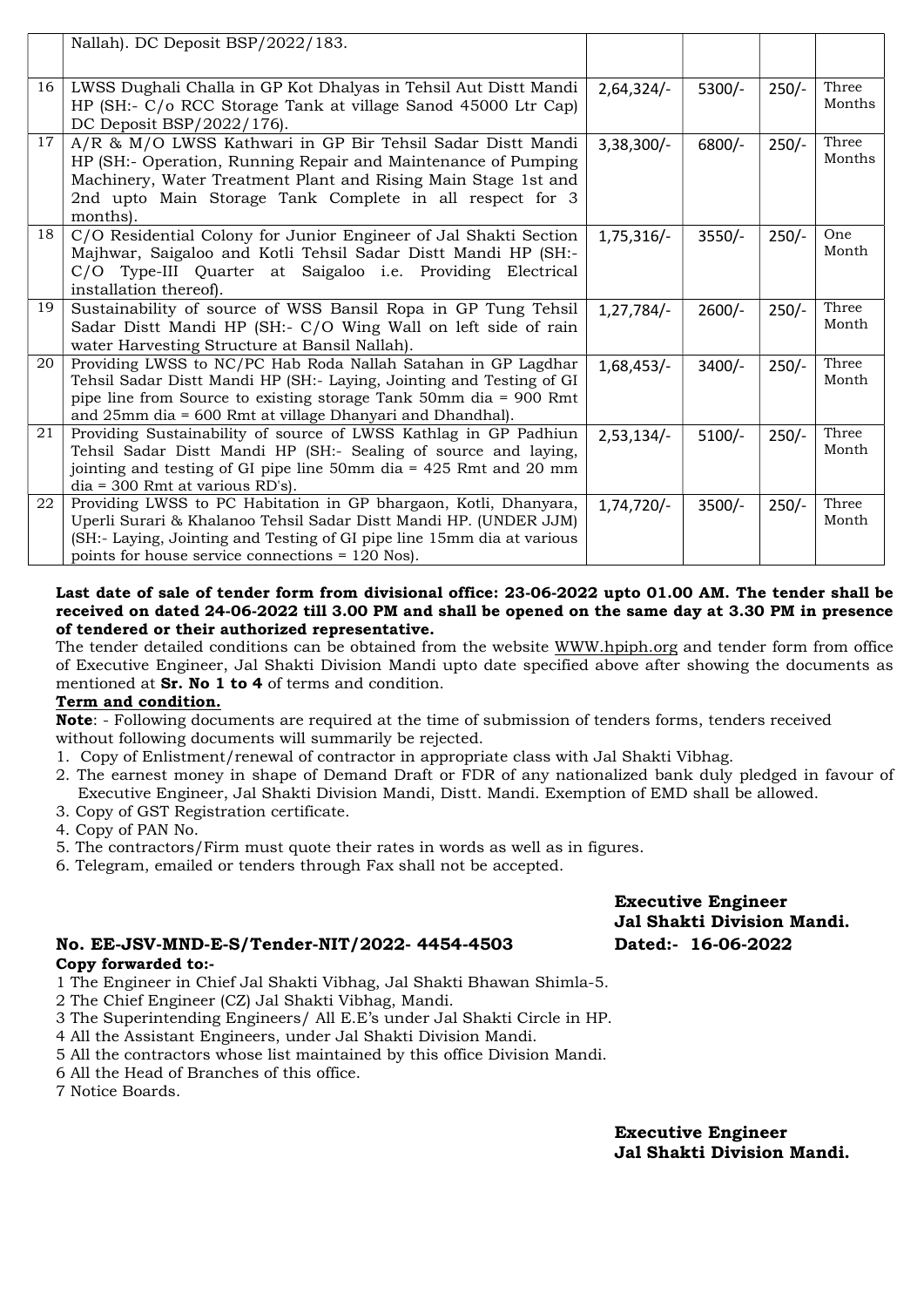| | | | | | |
|---|---|---|---|---|---|
| | Nallah). DC Deposit BSP/2022/183. | | | | |
| 16 | LWSS Dughali Challa in GP Kot Dhalyas in Tehsil Aut Distt Mandi HP (SH:- C/o RCC Storage Tank at village Sanod 45000 Ltr Cap) DC Deposit BSP/2022/176). | 2,64,324/- | 5300/- | 250/- | Three Months |
| 17 | A/R & M/O LWSS Kathwari in GP Bir Tehsil Sadar Distt Mandi HP (SH:- Operation, Running Repair and Maintenance of Pumping Machinery, Water Treatment Plant and Rising Main Stage 1st and 2nd upto Main Storage Tank Complete in all respect for 3 months). | 3,38,300/- | 6800/- | 250/- | Three Months |
| 18 | C/O Residential Colony for Junior Engineer of Jal Shakti Section Majhwar, Saigaloo and Kotli Tehsil Sadar Distt Mandi HP (SH:- C/O Type-III Quarter at Saigaloo i.e. Providing Electrical installation thereof). | 1,75,316/- | 3550/- | 250/- | One Month |
| 19 | Sustainability of source of WSS Bansil Ropa in GP Tung Tehsil Sadar Distt Mandi HP (SH:- C/O Wing Wall on left side of rain water Harvesting Structure at Bansil Nallah). | 1,27,784/- | 2600/- | 250/- | Three Month |
| 20 | Providing LWSS to NC/PC Hab Roda Nallah Satahan in GP Lagdhar Tehsil Sadar Distt Mandi HP (SH:- Laying, Jointing and Testing of GI pipe line from Source to existing storage Tank 50mm dia = 900 Rmt and 25mm dia = 600 Rmt at village Dhanyari and Dhandhal). | 1,68,453/- | 3400/- | 250/- | Three Month |
| 21 | Providing Sustainability of source of LWSS Kathlag in GP Padhiun Tehsil Sadar Distt Mandi HP (SH:- Sealing of source and laying, jointing and testing of GI pipe line 50mm dia = 425 Rmt and 20 mm dia = 300 Rmt at various RD's). | 2,53,134/- | 5100/- | 250/- | Three Month |
| 22 | Providing LWSS to PC Habitation in GP bhargaon, Kotli, Dhanyara, Uperli Surari & Khalanoo Tehsil Sadar Distt Mandi HP. (UNDER JJM) (SH:- Laying, Jointing and Testing of GI pipe line 15mm dia at various points for house service connections = 120 Nos). | 1,74,720/- | 3500/- | 250/- | Three Month |

**Last date of sale of tender form from divisional office: 23-06-2022 upto 01.00 AM. The tender shall be received on dated 24-06-2022 till 3.00 PM and shall be opened on the same day at 3.30 PM in presence of tendered or their authorized representative.**

The tender detailed conditions can be obtained from the website WWW.hpiph.org and tender form from office of Executive Engineer, Jal Shakti Division Mandi upto date specified above after showing the documents as mentioned at **Sr. No 1 to 4** of terms and condition.

**Term and condition.**

**Note**: - Following documents are required at the time of submission of tenders forms, tenders received without following documents will summarily be rejected.

1. Copy of Enlistment/renewal of contractor in appropriate class with Jal Shakti Vibhag.
2. The earnest money in shape of Demand Draft or FDR of any nationalized bank duly pledged in favour of Executive Engineer, Jal Shakti Division Mandi, Distt. Mandi. Exemption of EMD shall be allowed.
3. Copy of GST Registration certificate.
4. Copy of PAN No.
5. The contractors/Firm must quote their rates in words as well as in figures.
6. Telegram, emailed or tenders through Fax shall not be accepted.

**Executive Engineer**
**Jal Shakti Division Mandi.**

**No. EE-JSV-MND-E-S/Tender-NIT/2022- 4454-4503** **Dated:- 16-06-2022**

**Copy forwarded to:-**

1 The Engineer in Chief Jal Shakti Vibhag, Jal Shakti Bhawan Shimla-5.
2 The Chief Engineer (CZ) Jal Shakti Vibhag, Mandi.
3 The Superintending Engineers/ All E.E's under Jal Shakti Circle in HP.
4 All the Assistant Engineers, under Jal Shakti Division Mandi.
5 All the contractors whose list maintained by this office Division Mandi.
6 All the Head of Branches of this office.
7 Notice Boards.

**Executive Engineer**
**Jal Shakti Division Mandi.**